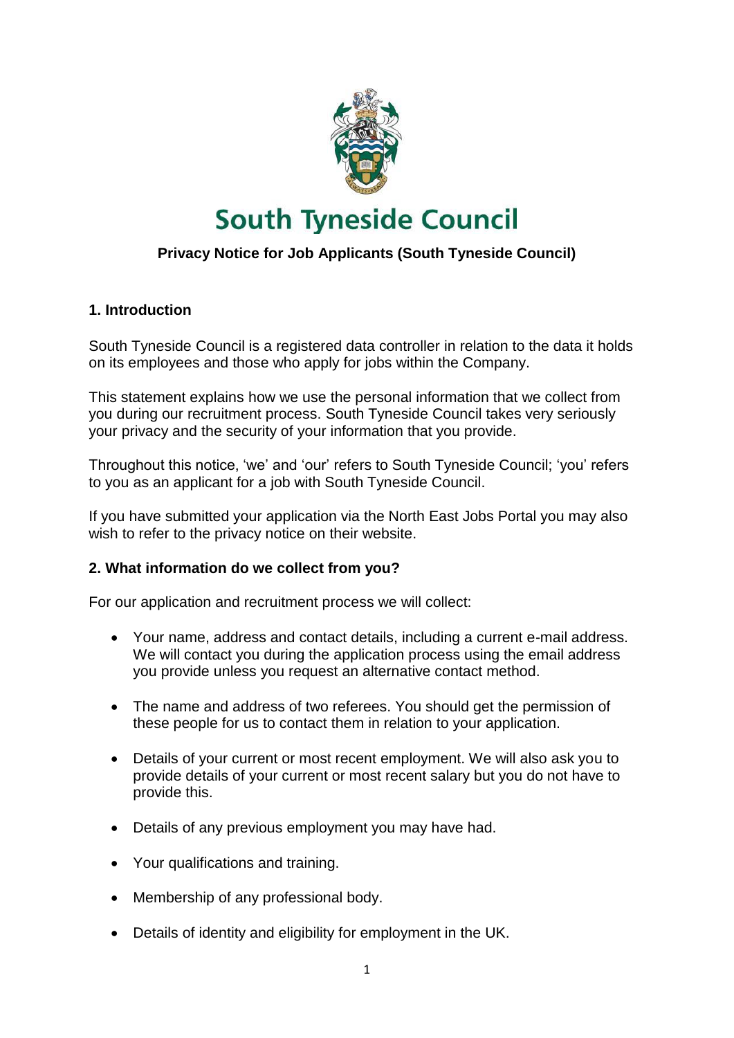# South Tyneside Council

**Privacy Notice for Job Applicants (South Tyneside Council)**

## 1. Introduction

South Tyneside Council is a registered data controller in relation to the data it holds on its employees and those who apply for jobs within the Company.

This statement explains how we use the personal information that we collect from you during our recruitment process. South Tyneside Council takes very seriously your privacy and the security of your information that you provide.

Throughout this notice, 'we' and 'our' refers to South Tyneside Council; 'you' refers to you as an applicant for a job with South Tyneside Council.

If you have submitted your application via the North East Jobs Portal you may also wish to refer to the privacy notice on their website.

## 2. What information do we collect from you?

For our application and recruitment process we will collect:

- Your name, address and contact details, including a current e-mail address. We will contact you during the application process using the email address you provide unless you request an alternative contact method.
- The name and address of two referees. You should get the permission of these people for us to contact them in relation to your application.
- Details of your current or most recent employment. We will also ask you to provide details of your current or most recent salary but you do not have to provide this.
- Details of any previous employment you may have had.
- Your qualifications and training.
- Membership of any professional body.
- Details of identity and eligibility for employment in the UK.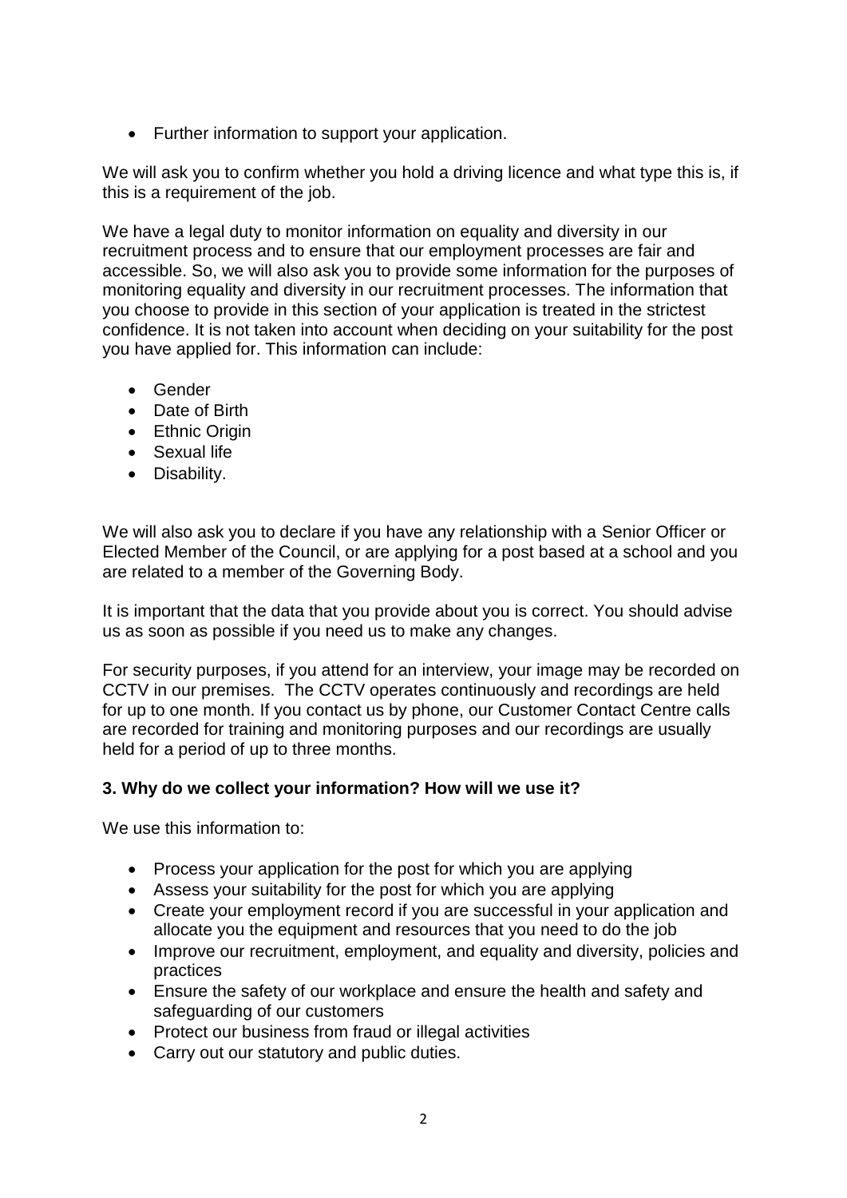- Further information to support your application.

We will ask you to confirm whether you hold a driving licence and what type this is, if this is a requirement of the job.

We have a legal duty to monitor information on equality and diversity in our recruitment process and to ensure that our employment processes are fair and accessible. So, we will also ask you to provide some information for the purposes of monitoring equality and diversity in our recruitment processes. The information that you choose to provide in this section of your application is treated in the strictest confidence. It is not taken into account when deciding on your suitability for the post you have applied for. This information can include:

- Gender
- Date of Birth
- Ethnic Origin
- Sexual life
- Disability.

We will also ask you to declare if you have any relationship with a Senior Officer or Elected Member of the Council, or are applying for a post based at a school and you are related to a member of the Governing Body.

It is important that the data that you provide about you is correct. You should advise us as soon as possible if you need us to make any changes.

For security purposes, if you attend for an interview, your image may be recorded on CCTV in our premises. The CCTV operates continuously and recordings are held for up to one month. If you contact us by phone, our Customer Contact Centre calls are recorded for training and monitoring purposes and our recordings are usually held for a period of up to three months.

**3. Why do we collect your information? How will we use it?**

We use this information to:

- Process your application for the post for which you are applying
- Assess your suitability for the post for which you are applying
- Create your employment record if you are successful in your application and allocate you the equipment and resources that you need to do the job
- Improve our recruitment, employment, and equality and diversity, policies and practices
- Ensure the safety of our workplace and ensure the health and safety and safeguarding of our customers
- Protect our business from fraud or illegal activities
- Carry out our statutory and public duties.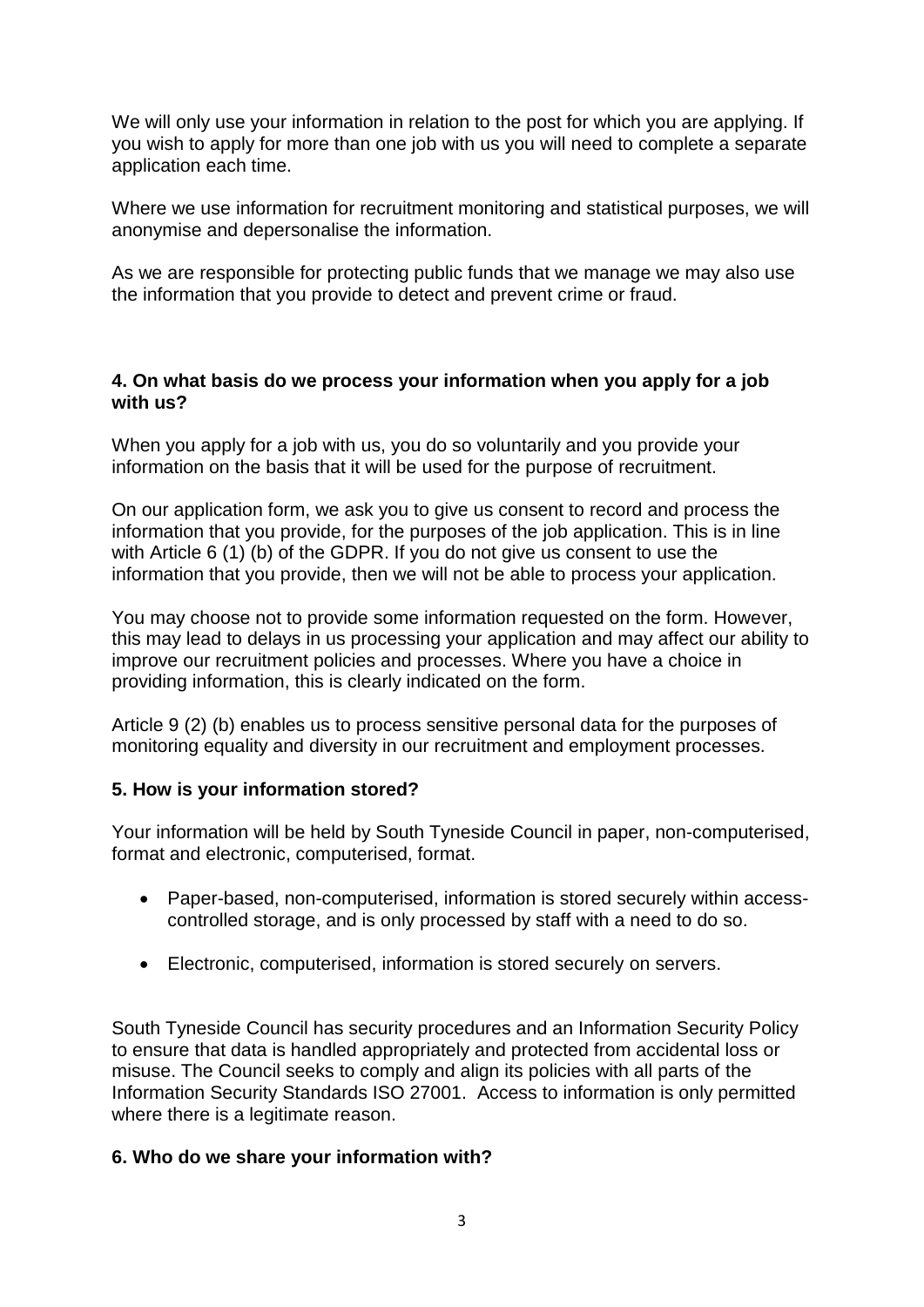We will only use your information in relation to the post for which you are applying. If you wish to apply for more than one job with us you will need to complete a separate application each time.

Where we use information for recruitment monitoring and statistical purposes, we will anonymise and depersonalise the information.

As we are responsible for protecting public funds that we manage we may also use the information that you provide to detect and prevent crime or fraud.

**4. On what basis do we process your information when you apply for a job with us?**

When you apply for a job with us, you do so voluntarily and you provide your information on the basis that it will be used for the purpose of recruitment.

On our application form, we ask you to give us consent to record and process the information that you provide, for the purposes of the job application. This is in line with Article 6 (1) (b) of the GDPR. If you do not give us consent to use the information that you provide, then we will not be able to process your application.

You may choose not to provide some information requested on the form. However, this may lead to delays in us processing your application and may affect our ability to improve our recruitment policies and processes. Where you have a choice in providing information, this is clearly indicated on the form.

Article 9 (2) (b) enables us to process sensitive personal data for the purposes of monitoring equality and diversity in our recruitment and employment processes.

**5. How is your information stored?**

Your information will be held by South Tyneside Council in paper, non-computerised, format and electronic, computerised, format.

- Paper-based, non-computerised, information is stored securely within access-controlled storage, and is only processed by staff with a need to do so.
- Electronic, computerised, information is stored securely on servers.

South Tyneside Council has security procedures and an Information Security Policy to ensure that data is handled appropriately and protected from accidental loss or misuse. The Council seeks to comply and align its policies with all parts of the Information Security Standards ISO 27001. Access to information is only permitted where there is a legitimate reason.

**6. Who do we share your information with?**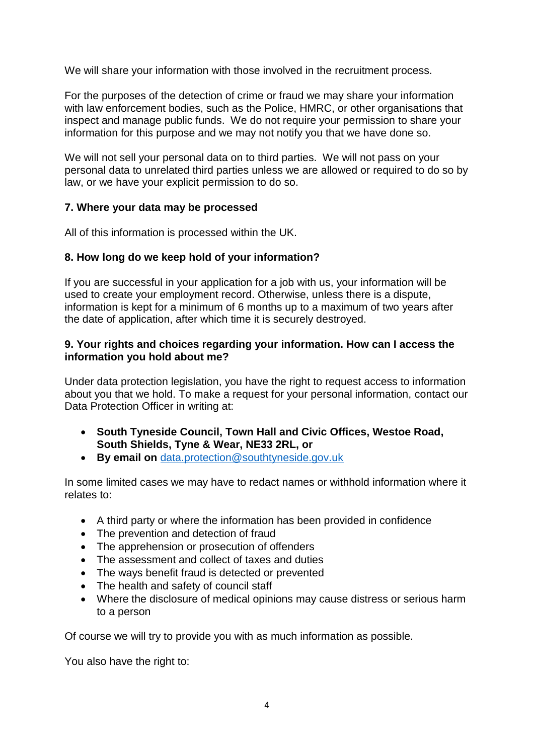We will share your information with those involved in the recruitment process.

For the purposes of the detection of crime or fraud we may share your information with law enforcement bodies, such as the Police, HMRC, or other organisations that inspect and manage public funds. We do not require your permission to share your information for this purpose and we may not notify you that we have done so.

We will not sell your personal data on to third parties. We will not pass on your personal data to unrelated third parties unless we are allowed or required to do so by law, or we have your explicit permission to do so.

### 7. Where your data may be processed

All of this information is processed within the UK.

### 8. How long do we keep hold of your information?

If you are successful in your application for a job with us, your information will be used to create your employment record. Otherwise, unless there is a dispute, information is kept for a minimum of 6 months up to a maximum of two years after the date of application, after which time it is securely destroyed.

### 9. Your rights and choices regarding your information. How can I access the information you hold about me?

Under data protection legislation, you have the right to request access to information about you that we hold. To make a request for your personal information, contact our Data Protection Officer in writing at:

- **South Tyneside Council, Town Hall and Civic Offices, Westoe Road, South Shields, Tyne & Wear, NE33 2RL, or**
- **By email on** data.protection@southtyneside.gov.uk

In some limited cases we may have to redact names or withhold information where it relates to:

- A third party or where the information has been provided in confidence
- The prevention and detection of fraud
- The apprehension or prosecution of offenders
- The assessment and collect of taxes and duties
- The ways benefit fraud is detected or prevented
- The health and safety of council staff
- Where the disclosure of medical opinions may cause distress or serious harm to a person

Of course we will try to provide you with as much information as possible.

You also have the right to: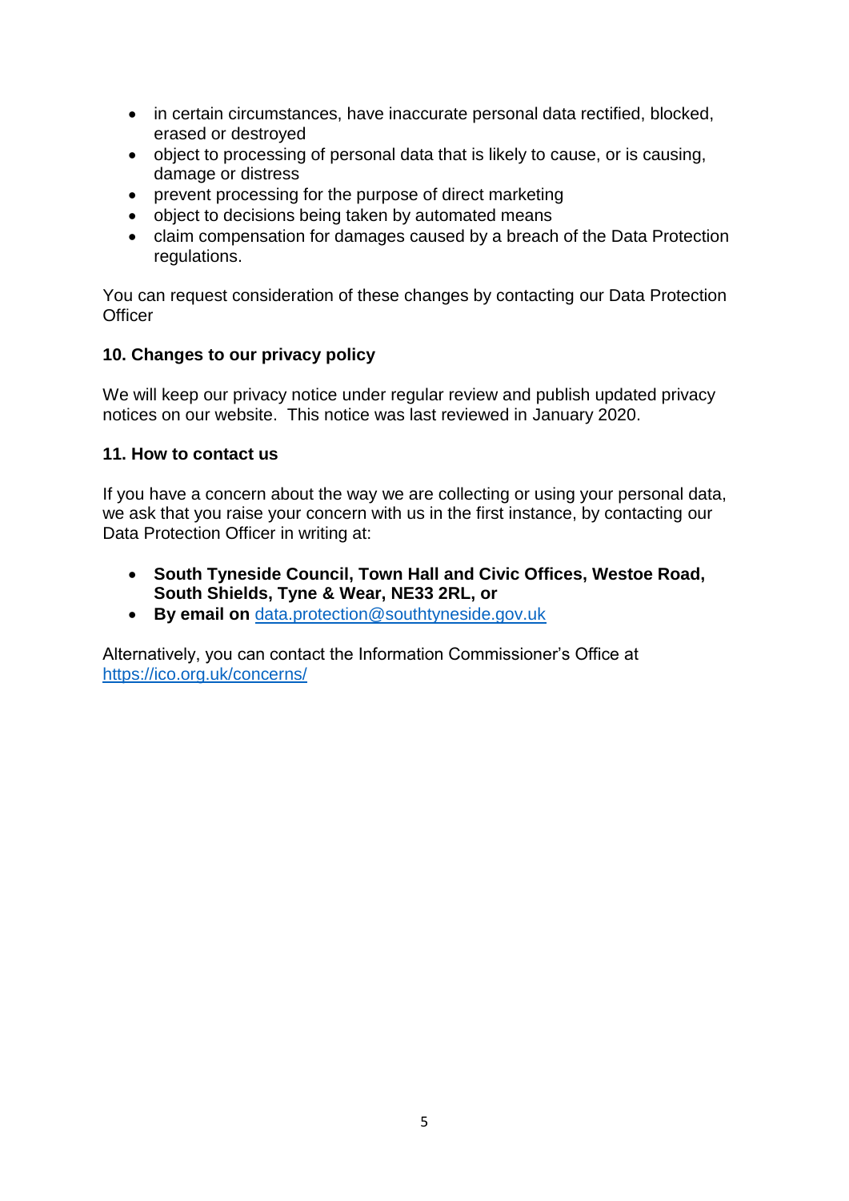- in certain circumstances, have inaccurate personal data rectified, blocked, erased or destroyed
- object to processing of personal data that is likely to cause, or is causing, damage or distress
- prevent processing for the purpose of direct marketing
- object to decisions being taken by automated means
- claim compensation for damages caused by a breach of the Data Protection regulations.

You can request consideration of these changes by contacting our Data Protection Officer

### 10. Changes to our privacy policy

We will keep our privacy notice under regular review and publish updated privacy notices on our website. This notice was last reviewed in January 2020.

### 11. How to contact us

If you have a concern about the way we are collecting or using your personal data, we ask that you raise your concern with us in the first instance, by contacting our Data Protection Officer in writing at:

- **South Tyneside Council, Town Hall and Civic Offices, Westoe Road, South Shields, Tyne & Wear, NE33 2RL, or**
- **By email on** data.protection@southtyneside.gov.uk

Alternatively, you can contact the Information Commissioner's Office at https://ico.org.uk/concerns/